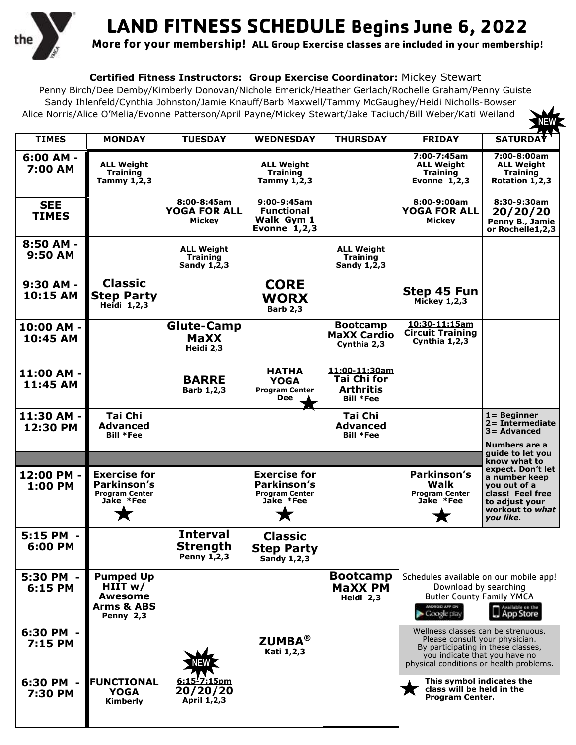# LAND FITNESS SCHEDULE Begins June 6, 2022

**More for your membership! ALL Group Exercise classes are included in your membership!**

**Certified Fitness Instructors: Group Exercise Coordinator:** Mickey Stewart

Penny Birch/Dee Demby/Kimberly Donovan/Nichole Emerick/Heather Gerlach/Rochelle Graham/Penny Guiste
Sandy Ihlenfeld/Cynthia Johnston/Jamie Knauff/Barb Maxwell/Tammy McGaughey/Heidi Nicholls-Bowser
Alice Norris/Alice O'Melia/Evonne Patterson/April Payne/Mickey Stewart/Jake Taciuch/Bill Weber/Kati Weiland

| TIMES | MONDAY | TUESDAY | WEDNESDAY | THURSDAY | FRIDAY | SATURDAY (NEW) |
|---|---|---|---|---|---|---|
| 6:00 AM - 7:00 AM | ALL Weight Training Tammy 1,2,3 | | ALL Weight Training Tammy 1,2,3 | | 7:00-7:45am ALL Weight Training Evonne 1,2,3 | 7:00-8:00am ALL Weight Training Rotation 1,2,3 |
| SEE TIMES | | 8:00-8:45am YOGA FOR ALL Mickey | 9:00-9:45am Functional Walk Gym 1 Evonne 1,2,3 | | 8:00-9:00am YOGA FOR ALL Mickey | 8:30-9:30am 20/20/20 Penny B., Jamie or Rochelle 1,2,3 |
| 8:50 AM - 9:50 AM | | ALL Weight Training Sandy 1,2,3 | | ALL Weight Training Sandy 1,2,3 | | |
| 9:30 AM - 10:15 AM | Classic Step Party Heidi 1,2,3 | | CORE WORX Barb 2,3 | | Step 45 Fun Mickey 1,2,3 | |
| 10:00 AM - 10:45 AM | | Glute-Camp MaXX Heidi 2,3 | | Bootcamp MaXX Cardio Cynthia 2,3 | 10:30-11:15am Circuit Training Cynthia 1,2,3 | |
| 11:00 AM - 11:45 AM | | BARRE Barb 1,2,3 | HATHA YOGA Program Center Dee ★ | 11:00-11:30am Tai Chi for Arthritis Bill *Fee | | |
| 11:30 AM - 12:30 PM | Tai Chi Advanced Bill *Fee | | | Tai Chi Advanced Bill *Fee | | 1= Beginner 2= Intermediate 3= Advanced. Numbers are a guide to let you know what to expect. Don't let a number keep you out of a class! Feel free to adjust your workout to *what you like.* |
| 12:00 PM - 1:00 PM | Exercise for Parkinson's Program Center Jake *Fee ★ | | Exercise for Parkinson's Program Center Jake *Fee ★ | | Parkinson's Walk Program Center Jake *Fee ★ | |
| 5:15 PM - 6:00 PM | | Interval Strength Penny 1,2,3 | Classic Step Party Sandy 1,2,3 | | | |
| 5:30 PM - 6:15 PM | Pumped Up HIIT w/ Awesome Arms & ABS Penny 2,3 | | | Bootcamp MaXX PM Heidi 2,3 | | |
| 6:30 PM - 7:15 PM | | NEW | ZUMBA® Kati 1,2,3 | | | |
| 6:30 PM - 7:30 PM | FUNCTIONAL YOGA Kimberly | 6:15-7:15pm 20/20/20 April 1,2,3 | | | | |

Schedules available on our mobile app! Download by searching Butler County Family YMCA

Wellness classes can be strenuous. Please consult your physician. By participating in these classes, you indicate that you have no physical conditions or health problems.

★ This symbol indicates the class will be held in the Program Center.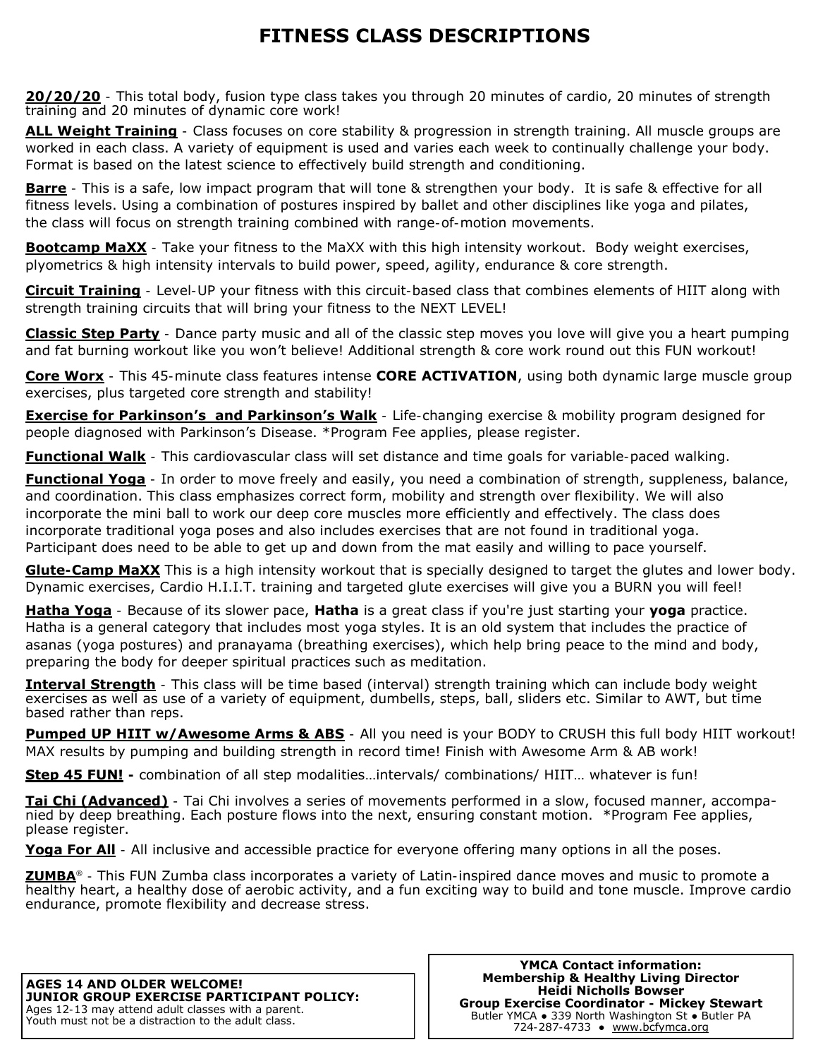# FITNESS CLASS DESCRIPTIONS

**20/20/20** - This total body, fusion type class takes you through 20 minutes of cardio, 20 minutes of strength training and 20 minutes of dynamic core work!

**ALL Weight Training** - Class focuses on core stability & progression in strength training. All muscle groups are worked in each class. A variety of equipment is used and varies each week to continually challenge your body. Format is based on the latest science to effectively build strength and conditioning.

**Barre** - This is a safe, low impact program that will tone & strengthen your body. It is safe & effective for all fitness levels. Using a combination of postures inspired by ballet and other disciplines like yoga and pilates, the class will focus on strength training combined with range-of-motion movements.

**Bootcamp MaXX** - Take your fitness to the MaXX with this high intensity workout. Body weight exercises, plyometrics & high intensity intervals to build power, speed, agility, endurance & core strength.

**Circuit Training** - Level-UP your fitness with this circuit-based class that combines elements of HIIT along with strength training circuits that will bring your fitness to the NEXT LEVEL!

**Classic Step Party** - Dance party music and all of the classic step moves you love will give you a heart pumping and fat burning workout like you won't believe! Additional strength & core work round out this FUN workout!

**Core Worx** - This 45-minute class features intense **CORE ACTIVATION**, using both dynamic large muscle group exercises, plus targeted core strength and stability!

**Exercise for Parkinson's and Parkinson's Walk** - Life-changing exercise & mobility program designed for people diagnosed with Parkinson's Disease. *Program Fee applies, please register.

**Functional Walk** - This cardiovascular class will set distance and time goals for variable-paced walking.

**Functional Yoga** - In order to move freely and easily, you need a combination of strength, suppleness, balance, and coordination. This class emphasizes correct form, mobility and strength over flexibility. We will also incorporate the mini ball to work our deep core muscles more efficiently and effectively. The class does incorporate traditional yoga poses and also includes exercises that are not found in traditional yoga. Participant does need to be able to get up and down from the mat easily and willing to pace yourself.

**Glute-Camp MaXX** This is a high intensity workout that is specially designed to target the glutes and lower body. Dynamic exercises, Cardio H.I.I.T. training and targeted glute exercises will give you a BURN you will feel!

**Hatha Yoga** - Because of its slower pace, **Hatha** is a great class if you're just starting your **yoga** practice. Hatha is a general category that includes most yoga styles. It is an old system that includes the practice of asanas (yoga postures) and pranayama (breathing exercises), which help bring peace to the mind and body, preparing the body for deeper spiritual practices such as meditation.

**Interval Strength** - This class will be time based (interval) strength training which can include body weight exercises as well as use of a variety of equipment, dumbells, steps, ball, sliders etc. Similar to AWT, but time based rather than reps.

**Pumped UP HIIT w/Awesome Arms & ABS** - All you need is your BODY to CRUSH this full body HIIT workout! MAX results by pumping and building strength in record time! Finish with Awesome Arm & AB work!

**Step 45 FUN! -** combination of all step modalities…intervals/ combinations/ HIIT… whatever is fun!

**Tai Chi (Advanced)** - Tai Chi involves a series of movements performed in a slow, focused manner, accompanied by deep breathing. Each posture flows into the next, ensuring constant motion. *Program Fee applies, please register.

**Yoga For All** - All inclusive and accessible practice for everyone offering many options in all the poses.

**ZUMBA®** - This FUN Zumba class incorporates a variety of Latin-inspired dance moves and music to promote a healthy heart, a healthy dose of aerobic activity, and a fun exciting way to build and tone muscle. Improve cardio endurance, promote flexibility and decrease stress.

**AGES 14 AND OLDER WELCOME!**
**JUNIOR GROUP EXERCISE PARTICIPANT POLICY:**
Ages 12-13 may attend adult classes with a parent.
Youth must not be a distraction to the adult class.

**YMCA Contact information:**
**Membership & Healthy Living Director**
**Heidi Nicholls Bowser**
**Group Exercise Coordinator - Mickey Stewart**
Butler YMCA • 339 North Washington St • Butler PA
724-287-4733 • www.bcfymca.org